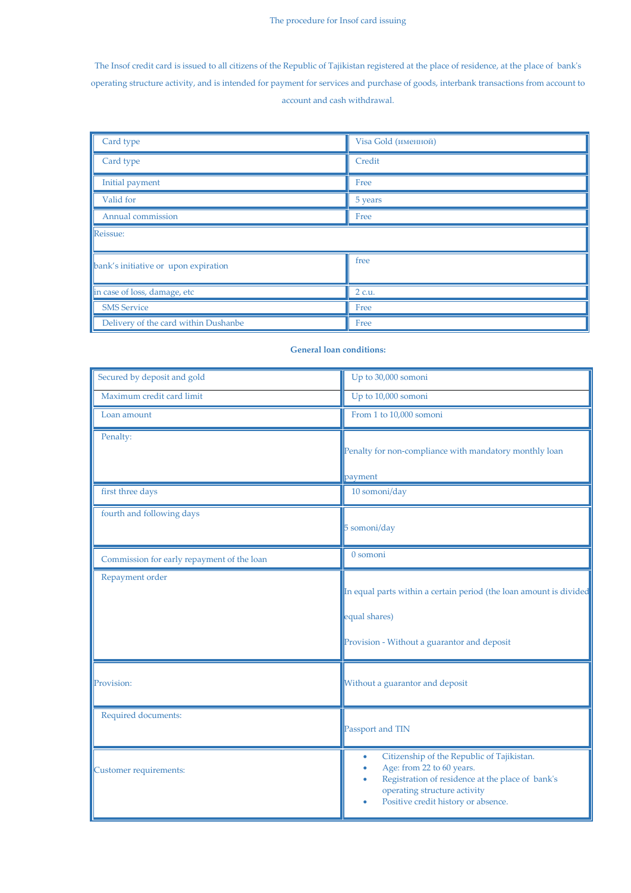## The procedure for Insof card issuing

The Insof credit card is issued to all citizens of the Republic of Tajikistan registered at the place of residence, at the place of bank's operating structure activity, and is intended for payment for services and purchase of goods, interbank transactions from account to account and cash withdrawal.

| Card type | Visa Gold (именной) |
|---|---|
| Card type | Credit |
| Initial payment | Free |
| Valid for | 5 years |
| Annual commission | Free |
| Reissue: | |
| bank's initiative or upon expiration | free |
| in case of loss, damage, etc | 2 c.u. |
| SMS Service | Free |
| Delivery of the card within Dushanbe | Free |

**General loan conditions:**

| Secured by deposit and gold | Up to 30,000 somoni |
|---|---|
| Maximum credit card limit | Up to 10,000 somoni |
| Loan amount | From 1 to 10,000 somoni |
| Penalty: | Penalty for non-compliance with mandatory monthly loan payment |
| first three days | 10 somoni/day |
| fourth and following days | 5 somoni/day |
| Commission for early repayment of the loan | 0 somoni |
| Repayment order | In equal parts within a certain period (the loan amount is divided equal shares)<br>Provision - Without a guarantor and deposit |
| Provision: | Without a guarantor and deposit |
| Required documents: | Passport and TIN |
| Customer requirements: | • Citizenship of the Republic of Tajikistan.<br>• Age: from 22 to 60 years.<br>• Registration of residence at the place of bank's operating structure activity<br>• Positive credit history or absence. |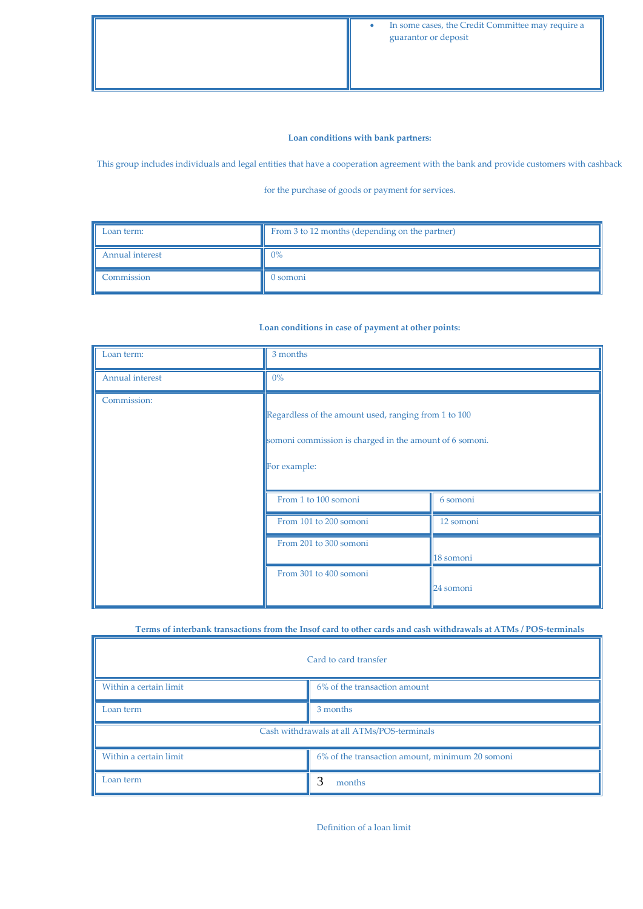| | |
|---|---|
| | • In some cases, the Credit Committee may require a guarantor or deposit |

**Loan conditions with bank partners:**

This group includes individuals and legal entities that have a cooperation agreement with the bank and provide customers with cashback for the purchase of goods or payment for services.

| Loan term: | From 3 to 12 months (depending on the partner) |
|---|---|
| Annual interest | 0% |
| Commission | 0 somoni |

**Loan conditions in case of payment at other points:**

| Loan term: | 3 months | |
|---|---|---|
| Annual interest | 0% | |
| Commission: | Regardless of the amount used, ranging from 1 to 100 somoni commission is charged in the amount of 6 somoni. For example: | |
| | From 1 to 100 somoni | 6 somoni |
| | From 101 to 200 somoni | 12 somoni |
| | From 201 to 300 somoni | 18 somoni |
| | From 301 to 400 somoni | 24 somoni |

**Terms of interbank transactions from the Insof card to other cards and cash withdrawals at ATMs / POS-terminals**

| Card to card transfer | |
|---|---|
| Within a certain limit | 6% of the transaction amount |
| Loan term | 3 months |
| Cash withdrawals at all ATMs/POS-terminals | |
| Within a certain limit | 6% of the transaction amount, minimum 20 somoni |
| Loan term | 3 months |

Definition of a loan limit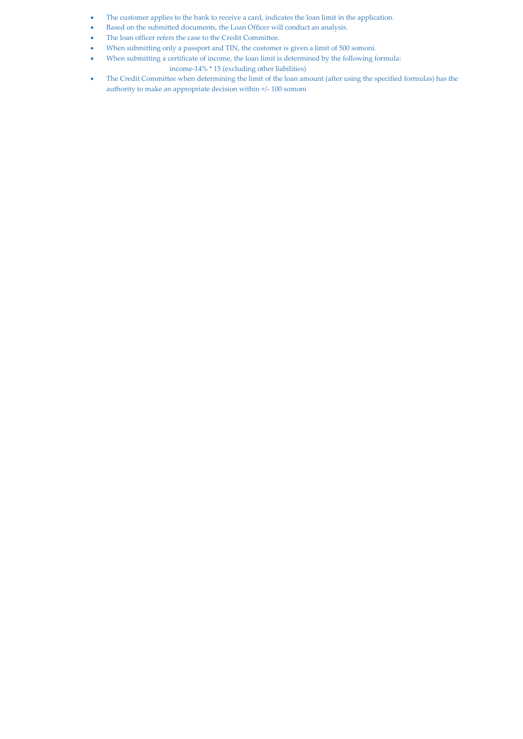- The customer applies to the bank to receive a card, indicates the loan limit in the application.
- Based on the submitted documents, the Loan Officer will conduct an analysis.
- The loan officer refers the case to the Credit Committee.
- When submitting only a passport and TIN, the customer is given a limit of 500 somoni.
- When submitting a certificate of income, the loan limit is determined by the following formula:

  income-14% * 15 (excluding other liabilities)
- The Credit Committee when determining the limit of the loan amount (after using the specified formulas) has the authority to make an appropriate decision within +/- 100 somoni